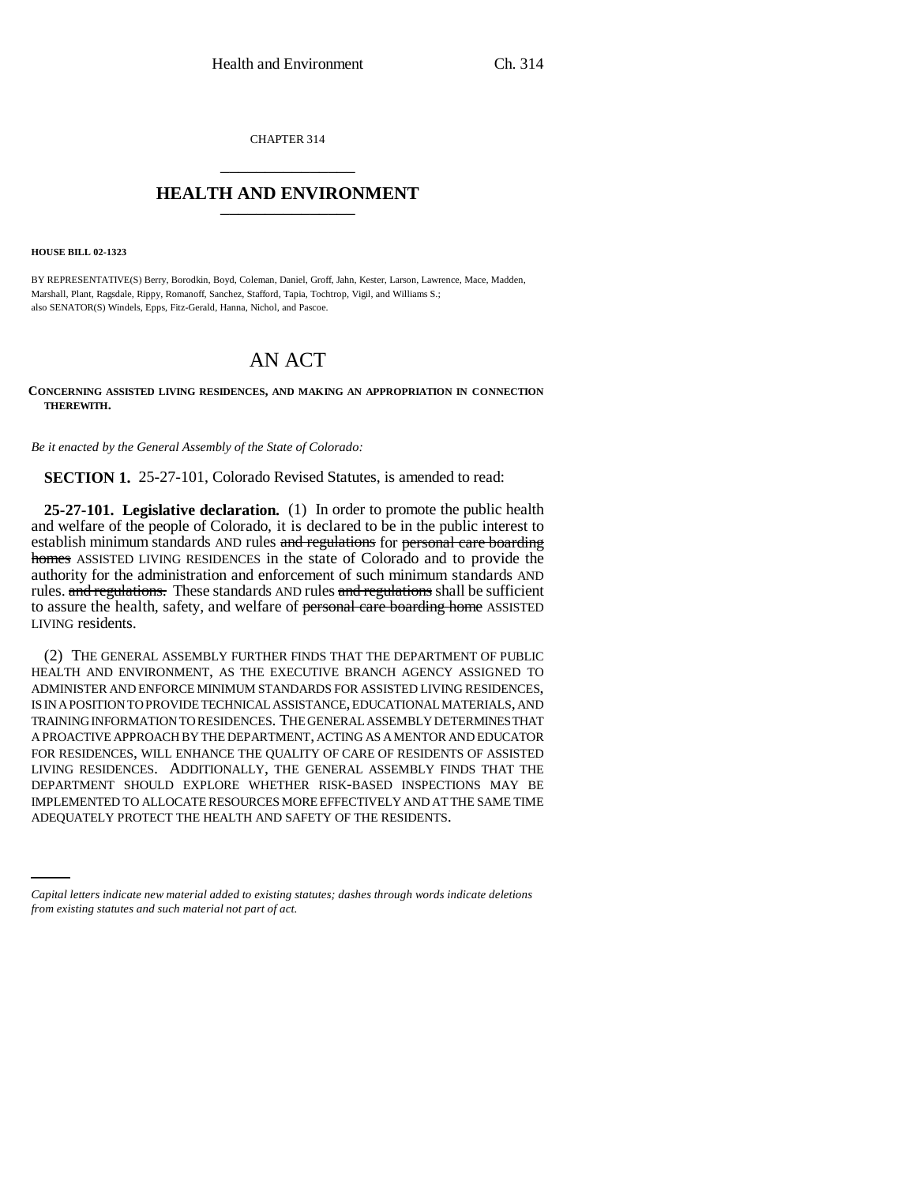CHAPTER 314

# HEALTH AND ENVIRONMENT

**HOUSE BILL 02-1323**

BY REPRESENTATIVE(S) Berry, Borodkin, Boyd, Coleman, Daniel, Groff, Jahn, Kester, Larson, Lawrence, Mace, Madden, Marshall, Plant, Ragsdale, Rippy, Romanoff, Sanchez, Stafford, Tapia, Tochtrop, Vigil, and Williams S.;
also SENATOR(S) Windels, Epps, Fitz-Gerald, Hanna, Nichol, and Pascoe.

## AN ACT

**CONCERNING ASSISTED LIVING RESIDENCES, AND MAKING AN APPROPRIATION IN CONNECTION THEREWITH.**

*Be it enacted by the General Assembly of the State of Colorado:*

**SECTION 1.** 25-27-101, Colorado Revised Statutes, is amended to read:

**25-27-101. Legislative declaration.** (1) In order to promote the public health and welfare of the people of Colorado, it is declared to be in the public interest to establish minimum standards AND rules ~~and regulations~~ for ~~personal care boarding homes~~ ASSISTED LIVING RESIDENCES in the state of Colorado and to provide the authority for the administration and enforcement of such minimum standards AND rules. ~~and regulations.~~ These standards AND rules ~~and regulations~~ shall be sufficient to assure the health, safety, and welfare of ~~personal care boarding home~~ ASSISTED LIVING residents.

(2) THE GENERAL ASSEMBLY FURTHER FINDS THAT THE DEPARTMENT OF PUBLIC HEALTH AND ENVIRONMENT, AS THE EXECUTIVE BRANCH AGENCY ASSIGNED TO ADMINISTER AND ENFORCE MINIMUM STANDARDS FOR ASSISTED LIVING RESIDENCES, IS IN A POSITION TO PROVIDE TECHNICAL ASSISTANCE, EDUCATIONAL MATERIALS, AND TRAINING INFORMATION TO RESIDENCES. THE GENERAL ASSEMBLY DETERMINES THAT A PROACTIVE APPROACH BY THE DEPARTMENT, ACTING AS A MENTOR AND EDUCATOR FOR RESIDENCES, WILL ENHANCE THE QUALITY OF CARE OF RESIDENTS OF ASSISTED LIVING RESIDENCES. ADDITIONALLY, THE GENERAL ASSEMBLY FINDS THAT THE DEPARTMENT SHOULD EXPLORE WHETHER RISK-BASED INSPECTIONS MAY BE IMPLEMENTED TO ALLOCATE RESOURCES MORE EFFECTIVELY AND AT THE SAME TIME ADEQUATELY PROTECT THE HEALTH AND SAFETY OF THE RESIDENTS.

*Capital letters indicate new material added to existing statutes; dashes through words indicate deletions from existing statutes and such material not part of act.*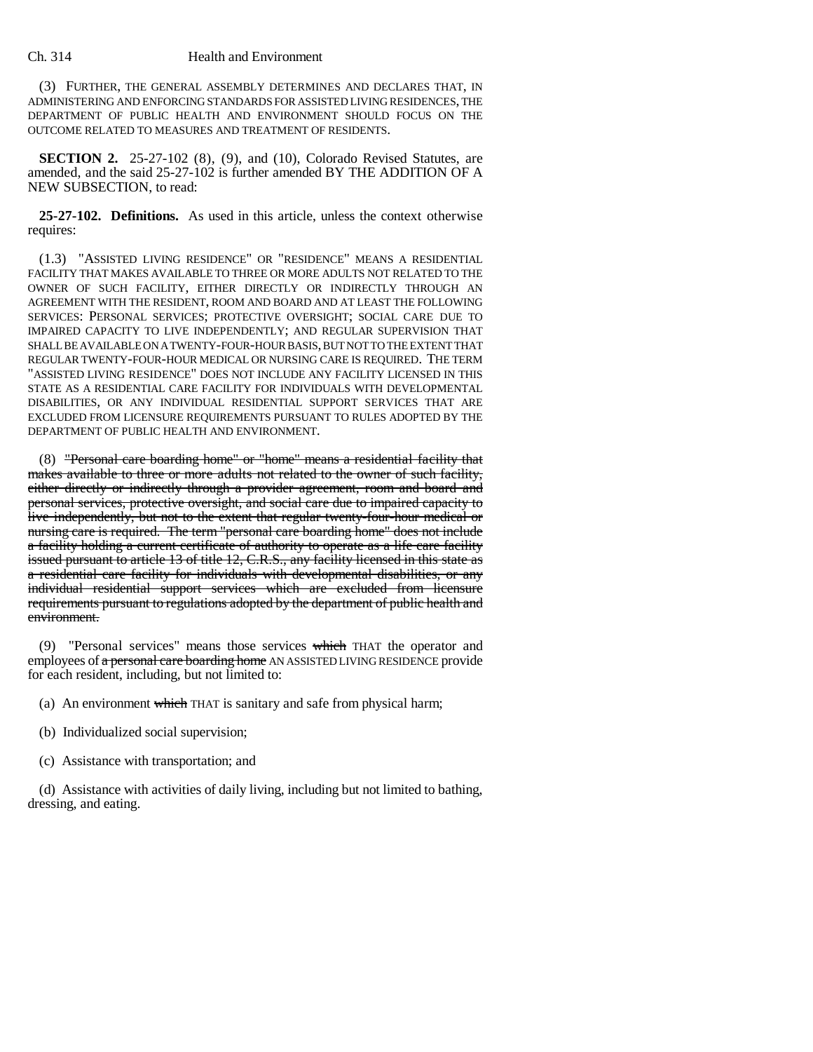(3) FURTHER, THE GENERAL ASSEMBLY DETERMINES AND DECLARES THAT, IN ADMINISTERING AND ENFORCING STANDARDS FOR ASSISTED LIVING RESIDENCES, THE DEPARTMENT OF PUBLIC HEALTH AND ENVIRONMENT SHOULD FOCUS ON THE OUTCOME RELATED TO MEASURES AND TREATMENT OF RESIDENTS.

**SECTION 2.** 25-27-102 (8), (9), and (10), Colorado Revised Statutes, are amended, and the said 25-27-102 is further amended BY THE ADDITION OF A NEW SUBSECTION, to read:

**25-27-102. Definitions.** As used in this article, unless the context otherwise requires:

(1.3) "ASSISTED LIVING RESIDENCE" OR "RESIDENCE" MEANS A RESIDENTIAL FACILITY THAT MAKES AVAILABLE TO THREE OR MORE ADULTS NOT RELATED TO THE OWNER OF SUCH FACILITY, EITHER DIRECTLY OR INDIRECTLY THROUGH AN AGREEMENT WITH THE RESIDENT, ROOM AND BOARD AND AT LEAST THE FOLLOWING SERVICES: PERSONAL SERVICES; PROTECTIVE OVERSIGHT; SOCIAL CARE DUE TO IMPAIRED CAPACITY TO LIVE INDEPENDENTLY; AND REGULAR SUPERVISION THAT SHALL BE AVAILABLE ON A TWENTY-FOUR-HOUR BASIS, BUT NOT TO THE EXTENT THAT REGULAR TWENTY-FOUR-HOUR MEDICAL OR NURSING CARE IS REQUIRED. THE TERM "ASSISTED LIVING RESIDENCE" DOES NOT INCLUDE ANY FACILITY LICENSED IN THIS STATE AS A RESIDENTIAL CARE FACILITY FOR INDIVIDUALS WITH DEVELOPMENTAL DISABILITIES, OR ANY INDIVIDUAL RESIDENTIAL SUPPORT SERVICES THAT ARE EXCLUDED FROM LICENSURE REQUIREMENTS PURSUANT TO RULES ADOPTED BY THE DEPARTMENT OF PUBLIC HEALTH AND ENVIRONMENT.

(8) ~~"Personal care boarding home" or "home" means a residential facility that makes available to three or more adults not related to the owner of such facility, either directly or indirectly through a provider agreement, room and board and personal services, protective oversight, and social care due to impaired capacity to live independently, but not to the extent that regular twenty-four-hour medical or nursing care is required. The term "personal care boarding home" does not include a facility holding a current certificate of authority to operate as a life care facility issued pursuant to article 13 of title 12, C.R.S., any facility licensed in this state as a residential care facility for individuals with developmental disabilities, or any individual residential support services which are excluded from licensure requirements pursuant to regulations adopted by the department of public health and environment.~~

(9) "Personal services" means those services ~~which~~ THAT the operator and employees of ~~a personal care boarding home~~ AN ASSISTED LIVING RESIDENCE provide for each resident, including, but not limited to:

(a) An environment ~~which~~ THAT is sanitary and safe from physical harm;

(b) Individualized social supervision;

(c) Assistance with transportation; and

(d) Assistance with activities of daily living, including but not limited to bathing, dressing, and eating.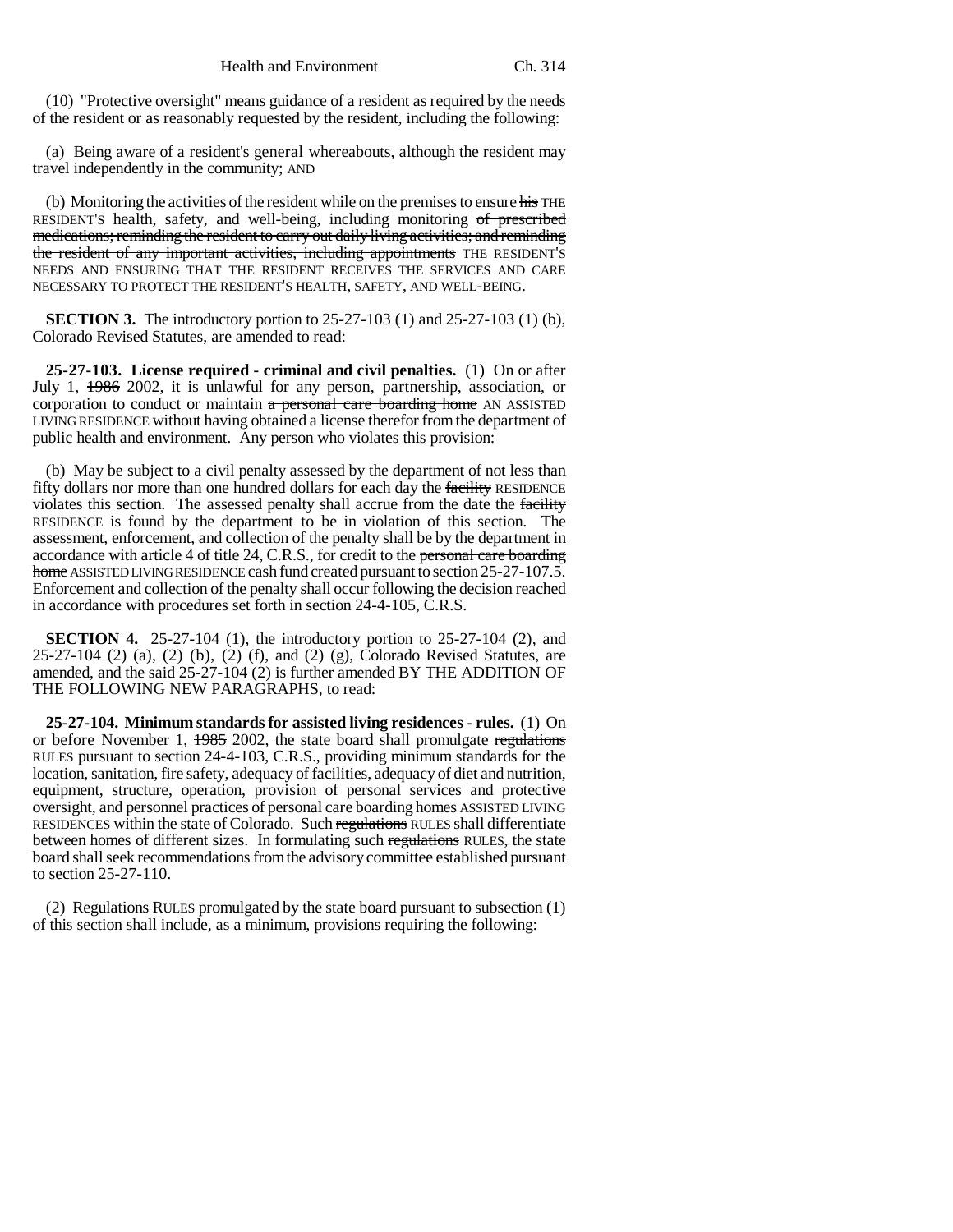(10) "Protective oversight" means guidance of a resident as required by the needs of the resident or as reasonably requested by the resident, including the following:

(a) Being aware of a resident's general whereabouts, although the resident may travel independently in the community; AND

(b) Monitoring the activities of the resident while on the premises to ensure ~~his~~ THE RESIDENT'S health, safety, and well-being, including monitoring ~~of prescribed medications; reminding the resident to carry out daily living activities; and reminding the resident of any important activities, including appointments~~ THE RESIDENT'S NEEDS AND ENSURING THAT THE RESIDENT RECEIVES THE SERVICES AND CARE NECESSARY TO PROTECT THE RESIDENT'S HEALTH, SAFETY, AND WELL-BEING.

**SECTION 3.** The introductory portion to 25-27-103 (1) and 25-27-103 (1) (b), Colorado Revised Statutes, are amended to read:

**25-27-103. License required - criminal and civil penalties.** (1) On or after July 1, ~~1986~~ 2002, it is unlawful for any person, partnership, association, or corporation to conduct or maintain ~~a personal care boarding home~~ AN ASSISTED LIVING RESIDENCE without having obtained a license therefor from the department of public health and environment. Any person who violates this provision:

(b) May be subject to a civil penalty assessed by the department of not less than fifty dollars nor more than one hundred dollars for each day the ~~facility~~ RESIDENCE violates this section. The assessed penalty shall accrue from the date the ~~facility~~ RESIDENCE is found by the department to be in violation of this section. The assessment, enforcement, and collection of the penalty shall be by the department in accordance with article 4 of title 24, C.R.S., for credit to the ~~personal care boarding home~~ ASSISTED LIVING RESIDENCE cash fund created pursuant to section 25-27-107.5. Enforcement and collection of the penalty shall occur following the decision reached in accordance with procedures set forth in section 24-4-105, C.R.S.

**SECTION 4.** 25-27-104 (1), the introductory portion to 25-27-104 (2), and 25-27-104 (2) (a), (2) (b), (2) (f), and (2) (g), Colorado Revised Statutes, are amended, and the said 25-27-104 (2) is further amended BY THE ADDITION OF THE FOLLOWING NEW PARAGRAPHS, to read:

**25-27-104. Minimum standards for assisted living residences - rules.** (1) On or before November 1, ~~1985~~ 2002, the state board shall promulgate ~~regulations~~ RULES pursuant to section 24-4-103, C.R.S., providing minimum standards for the location, sanitation, fire safety, adequacy of facilities, adequacy of diet and nutrition, equipment, structure, operation, provision of personal services and protective oversight, and personnel practices of ~~personal care boarding homes~~ ASSISTED LIVING RESIDENCES within the state of Colorado. Such ~~regulations~~ RULES shall differentiate between homes of different sizes. In formulating such ~~regulations~~ RULES, the state board shall seek recommendations from the advisory committee established pursuant to section 25-27-110.

(2) ~~Regulations~~ RULES promulgated by the state board pursuant to subsection (1) of this section shall include, as a minimum, provisions requiring the following: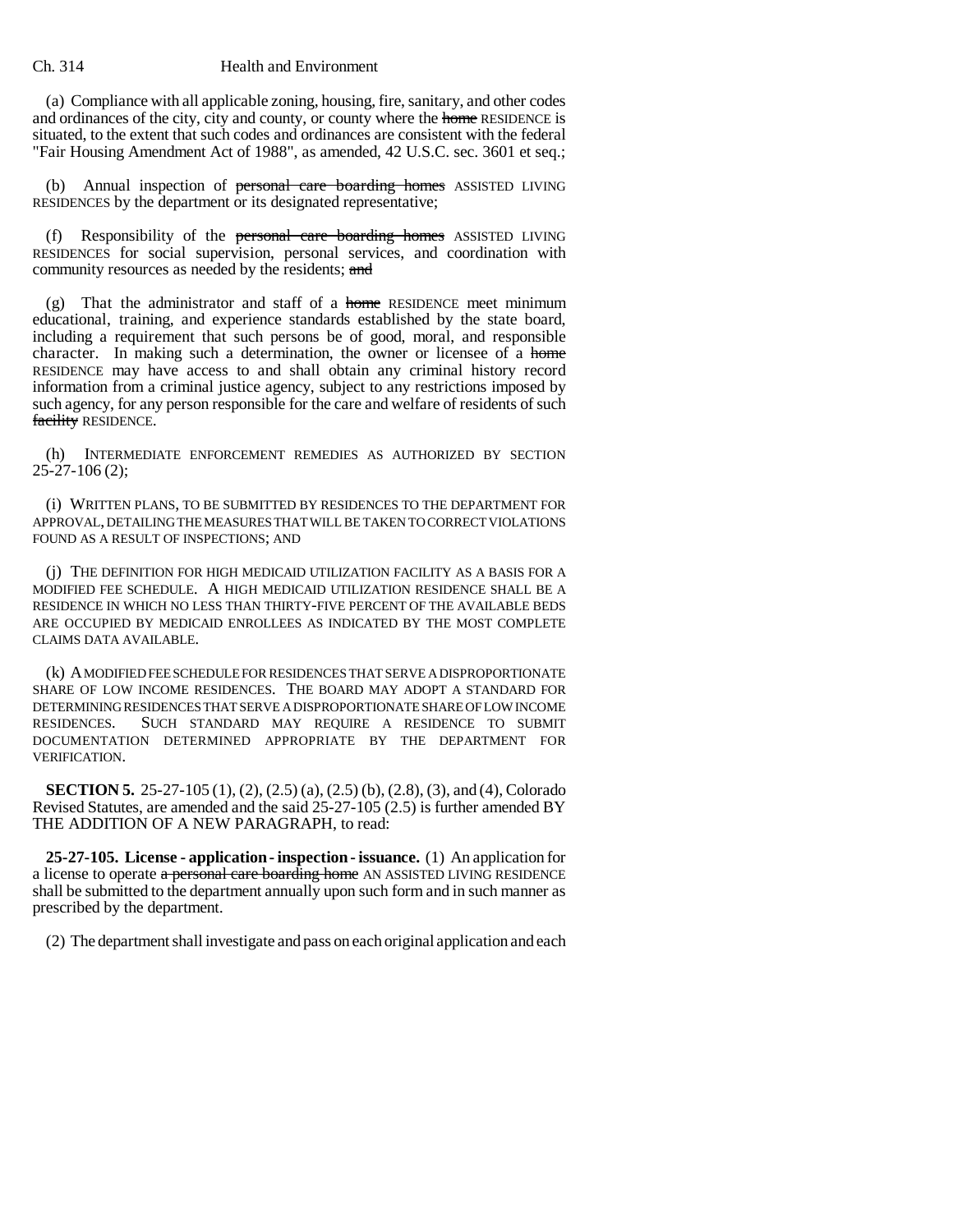(a) Compliance with all applicable zoning, housing, fire, sanitary, and other codes and ordinances of the city, city and county, or county where the ~~home~~ RESIDENCE is situated, to the extent that such codes and ordinances are consistent with the federal "Fair Housing Amendment Act of 1988", as amended, 42 U.S.C. sec. 3601 et seq.;

(b) Annual inspection of ~~personal care boarding homes~~ ASSISTED LIVING RESIDENCES by the department or its designated representative;

(f) Responsibility of the ~~personal care boarding homes~~ ASSISTED LIVING RESIDENCES for social supervision, personal services, and coordination with community resources as needed by the residents; ~~and~~

(g) That the administrator and staff of a ~~home~~ RESIDENCE meet minimum educational, training, and experience standards established by the state board, including a requirement that such persons be of good, moral, and responsible character. In making such a determination, the owner or licensee of a ~~home~~ RESIDENCE may have access to and shall obtain any criminal history record information from a criminal justice agency, subject to any restrictions imposed by such agency, for any person responsible for the care and welfare of residents of such ~~facility~~ RESIDENCE.

(h) INTERMEDIATE ENFORCEMENT REMEDIES AS AUTHORIZED BY SECTION 25-27-106 (2);

(i) WRITTEN PLANS, TO BE SUBMITTED BY RESIDENCES TO THE DEPARTMENT FOR APPROVAL, DETAILING THE MEASURES THAT WILL BE TAKEN TO CORRECT VIOLATIONS FOUND AS A RESULT OF INSPECTIONS; AND

(j) THE DEFINITION FOR HIGH MEDICAID UTILIZATION FACILITY AS A BASIS FOR A MODIFIED FEE SCHEDULE. A HIGH MEDICAID UTILIZATION RESIDENCE SHALL BE A RESIDENCE IN WHICH NO LESS THAN THIRTY-FIVE PERCENT OF THE AVAILABLE BEDS ARE OCCUPIED BY MEDICAID ENROLLEES AS INDICATED BY THE MOST COMPLETE CLAIMS DATA AVAILABLE.

(k) A MODIFIED FEE SCHEDULE FOR RESIDENCES THAT SERVE A DISPROPORTIONATE SHARE OF LOW INCOME RESIDENCES. THE BOARD MAY ADOPT A STANDARD FOR DETERMINING RESIDENCES THAT SERVE A DISPROPORTIONATE SHARE OF LOW INCOME RESIDENCES. SUCH STANDARD MAY REQUIRE A RESIDENCE TO SUBMIT DOCUMENTATION DETERMINED APPROPRIATE BY THE DEPARTMENT FOR VERIFICATION.

**SECTION 5.** 25-27-105 (1), (2), (2.5) (a), (2.5) (b), (2.8), (3), and (4), Colorado Revised Statutes, are amended and the said 25-27-105 (2.5) is further amended BY THE ADDITION OF A NEW PARAGRAPH, to read:

**25-27-105. License - application - inspection - issuance.** (1) An application for a license to operate ~~a personal care boarding home~~ AN ASSISTED LIVING RESIDENCE shall be submitted to the department annually upon such form and in such manner as prescribed by the department.

(2) The department shall investigate and pass on each original application and each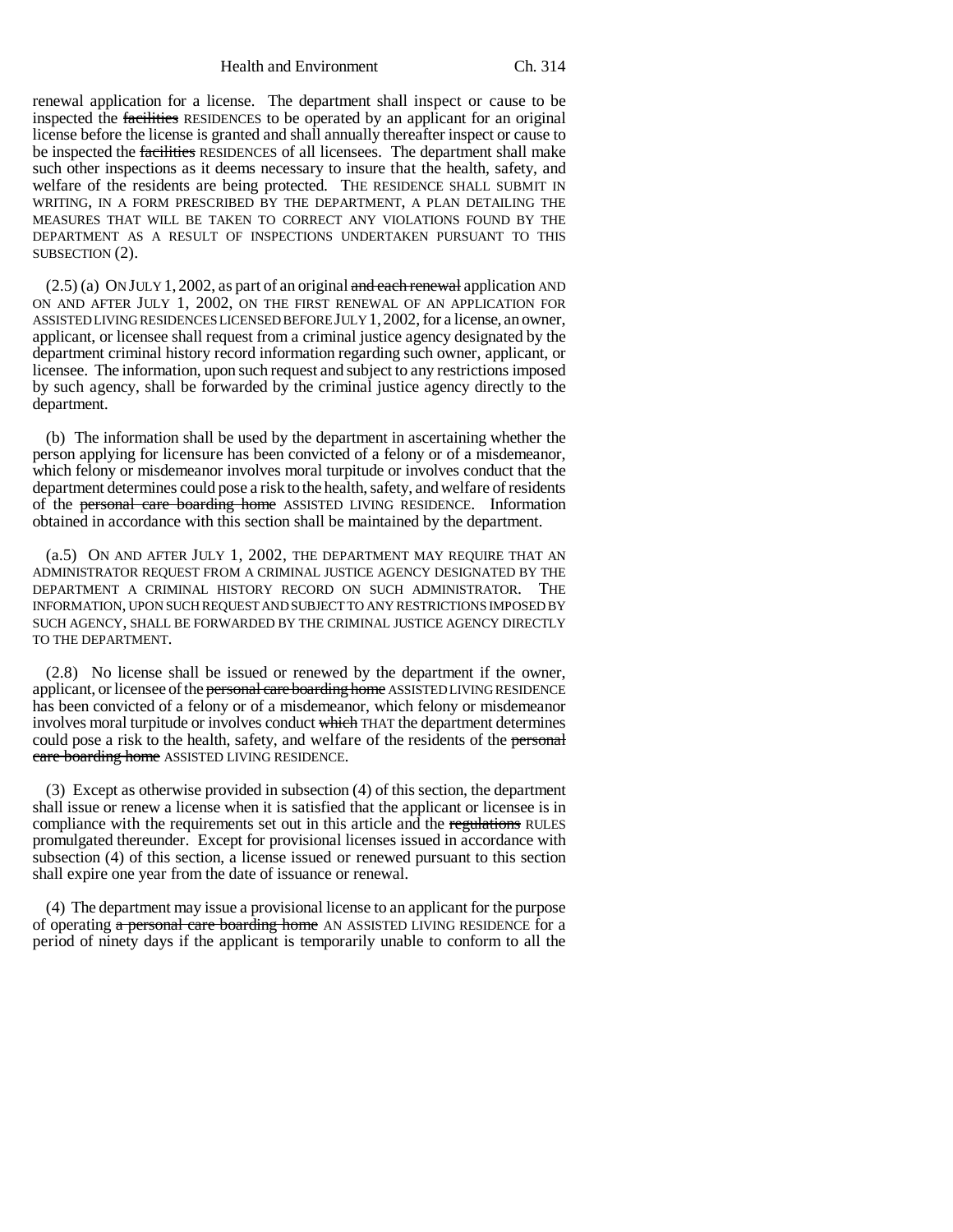renewal application for a license. The department shall inspect or cause to be inspected the ~~facilities~~ RESIDENCES to be operated by an applicant for an original license before the license is granted and shall annually thereafter inspect or cause to be inspected the ~~facilities~~ RESIDENCES of all licensees. The department shall make such other inspections as it deems necessary to insure that the health, safety, and welfare of the residents are being protected. THE RESIDENCE SHALL SUBMIT IN WRITING, IN A FORM PRESCRIBED BY THE DEPARTMENT, A PLAN DETAILING THE MEASURES THAT WILL BE TAKEN TO CORRECT ANY VIOLATIONS FOUND BY THE DEPARTMENT AS A RESULT OF INSPECTIONS UNDERTAKEN PURSUANT TO THIS SUBSECTION (2).

(2.5) (a) ON JULY 1, 2002, as part of an original ~~and each renewal~~ application AND ON AND AFTER JULY 1, 2002, ON THE FIRST RENEWAL OF AN APPLICATION FOR ASSISTED LIVING RESIDENCES LICENSED BEFORE JULY 1, 2002, for a license, an owner, applicant, or licensee shall request from a criminal justice agency designated by the department criminal history record information regarding such owner, applicant, or licensee. The information, upon such request and subject to any restrictions imposed by such agency, shall be forwarded by the criminal justice agency directly to the department.

(b) The information shall be used by the department in ascertaining whether the person applying for licensure has been convicted of a felony or of a misdemeanor, which felony or misdemeanor involves moral turpitude or involves conduct that the department determines could pose a risk to the health, safety, and welfare of residents of the ~~personal care boarding home~~ ASSISTED LIVING RESIDENCE. Information obtained in accordance with this section shall be maintained by the department.

(a.5) ON AND AFTER JULY 1, 2002, THE DEPARTMENT MAY REQUIRE THAT AN ADMINISTRATOR REQUEST FROM A CRIMINAL JUSTICE AGENCY DESIGNATED BY THE DEPARTMENT A CRIMINAL HISTORY RECORD ON SUCH ADMINISTRATOR. THE INFORMATION, UPON SUCH REQUEST AND SUBJECT TO ANY RESTRICTIONS IMPOSED BY SUCH AGENCY, SHALL BE FORWARDED BY THE CRIMINAL JUSTICE AGENCY DIRECTLY TO THE DEPARTMENT.

(2.8) No license shall be issued or renewed by the department if the owner, applicant, or licensee of the ~~personal care boarding home~~ ASSISTED LIVING RESIDENCE has been convicted of a felony or of a misdemeanor, which felony or misdemeanor involves moral turpitude or involves conduct ~~which~~ THAT the department determines could pose a risk to the health, safety, and welfare of the residents of the ~~personal care boarding home~~ ASSISTED LIVING RESIDENCE.

(3) Except as otherwise provided in subsection (4) of this section, the department shall issue or renew a license when it is satisfied that the applicant or licensee is in compliance with the requirements set out in this article and the ~~regulations~~ RULES promulgated thereunder. Except for provisional licenses issued in accordance with subsection (4) of this section, a license issued or renewed pursuant to this section shall expire one year from the date of issuance or renewal.

(4) The department may issue a provisional license to an applicant for the purpose of operating ~~a personal care boarding home~~ AN ASSISTED LIVING RESIDENCE for a period of ninety days if the applicant is temporarily unable to conform to all the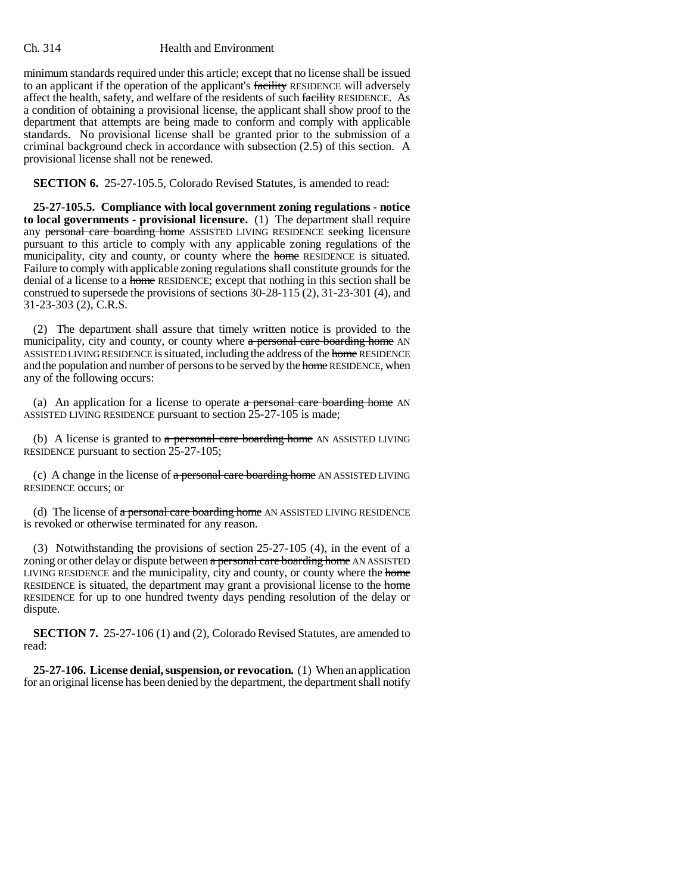minimum standards required under this article; except that no license shall be issued to an applicant if the operation of the applicant's ~~facility~~ RESIDENCE will adversely affect the health, safety, and welfare of the residents of such ~~facility~~ RESIDENCE. As a condition of obtaining a provisional license, the applicant shall show proof to the department that attempts are being made to conform and comply with applicable standards. No provisional license shall be granted prior to the submission of a criminal background check in accordance with subsection (2.5) of this section. A provisional license shall not be renewed.

**SECTION 6.** 25-27-105.5, Colorado Revised Statutes, is amended to read:

**25-27-105.5. Compliance with local government zoning regulations - notice to local governments - provisional licensure.** (1) The department shall require any ~~personal care boarding home~~ ASSISTED LIVING RESIDENCE seeking licensure pursuant to this article to comply with any applicable zoning regulations of the municipality, city and county, or county where the ~~home~~ RESIDENCE is situated. Failure to comply with applicable zoning regulations shall constitute grounds for the denial of a license to a ~~home~~ RESIDENCE; except that nothing in this section shall be construed to supersede the provisions of sections 30-28-115 (2), 31-23-301 (4), and 31-23-303 (2), C.R.S.

(2) The department shall assure that timely written notice is provided to the municipality, city and county, or county where ~~a personal care boarding home~~ AN ASSISTED LIVING RESIDENCE is situated, including the address of the ~~home~~ RESIDENCE and the population and number of persons to be served by the ~~home~~ RESIDENCE, when any of the following occurs:

(a) An application for a license to operate ~~a personal care boarding home~~ AN ASSISTED LIVING RESIDENCE pursuant to section 25-27-105 is made;

(b) A license is granted to ~~a personal care boarding home~~ AN ASSISTED LIVING RESIDENCE pursuant to section 25-27-105;

(c) A change in the license of ~~a personal care boarding home~~ AN ASSISTED LIVING RESIDENCE occurs; or

(d) The license of ~~a personal care boarding home~~ AN ASSISTED LIVING RESIDENCE is revoked or otherwise terminated for any reason.

(3) Notwithstanding the provisions of section 25-27-105 (4), in the event of a zoning or other delay or dispute between ~~a personal care boarding home~~ AN ASSISTED LIVING RESIDENCE and the municipality, city and county, or county where the ~~home~~ RESIDENCE is situated, the department may grant a provisional license to the ~~home~~ RESIDENCE for up to one hundred twenty days pending resolution of the delay or dispute.

**SECTION 7.** 25-27-106 (1) and (2), Colorado Revised Statutes, are amended to read:

**25-27-106. License denial, suspension, or revocation.** (1) When an application for an original license has been denied by the department, the department shall notify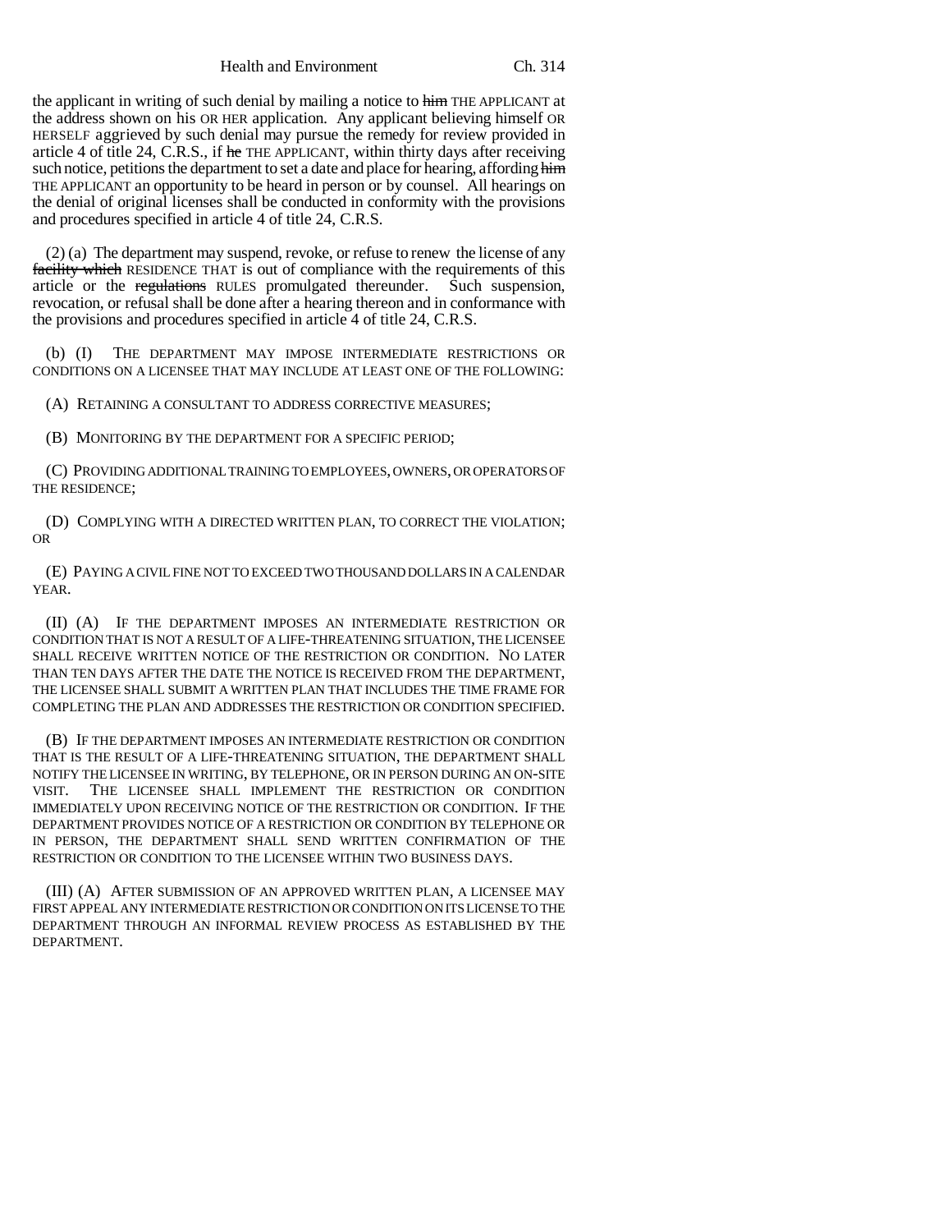the applicant in writing of such denial by mailing a notice to ~~him~~ THE APPLICANT at the address shown on his OR HER application. Any applicant believing himself OR HERSELF aggrieved by such denial may pursue the remedy for review provided in article 4 of title 24, C.R.S., if ~~he~~ THE APPLICANT, within thirty days after receiving such notice, petitions the department to set a date and place for hearing, affording ~~him~~ THE APPLICANT an opportunity to be heard in person or by counsel. All hearings on the denial of original licenses shall be conducted in conformity with the provisions and procedures specified in article 4 of title 24, C.R.S.

(2) (a) The department may suspend, revoke, or refuse to renew the license of any ~~facility which~~ RESIDENCE THAT is out of compliance with the requirements of this article or the ~~regulations~~ RULES promulgated thereunder. Such suspension, revocation, or refusal shall be done after a hearing thereon and in conformance with the provisions and procedures specified in article 4 of title 24, C.R.S.

(b) (I) THE DEPARTMENT MAY IMPOSE INTERMEDIATE RESTRICTIONS OR CONDITIONS ON A LICENSEE THAT MAY INCLUDE AT LEAST ONE OF THE FOLLOWING:

(A) RETAINING A CONSULTANT TO ADDRESS CORRECTIVE MEASURES;

(B) MONITORING BY THE DEPARTMENT FOR A SPECIFIC PERIOD;

(C) PROVIDING ADDITIONAL TRAINING TO EMPLOYEES, OWNERS, OR OPERATORS OF THE RESIDENCE;

(D) COMPLYING WITH A DIRECTED WRITTEN PLAN, TO CORRECT THE VIOLATION; OR

(E) PAYING A CIVIL FINE NOT TO EXCEED TWO THOUSAND DOLLARS IN A CALENDAR YEAR.

(II) (A) IF THE DEPARTMENT IMPOSES AN INTERMEDIATE RESTRICTION OR CONDITION THAT IS NOT A RESULT OF A LIFE-THREATENING SITUATION, THE LICENSEE SHALL RECEIVE WRITTEN NOTICE OF THE RESTRICTION OR CONDITION. NO LATER THAN TEN DAYS AFTER THE DATE THE NOTICE IS RECEIVED FROM THE DEPARTMENT, THE LICENSEE SHALL SUBMIT A WRITTEN PLAN THAT INCLUDES THE TIME FRAME FOR COMPLETING THE PLAN AND ADDRESSES THE RESTRICTION OR CONDITION SPECIFIED.

(B) IF THE DEPARTMENT IMPOSES AN INTERMEDIATE RESTRICTION OR CONDITION THAT IS THE RESULT OF A LIFE-THREATENING SITUATION, THE DEPARTMENT SHALL NOTIFY THE LICENSEE IN WRITING, BY TELEPHONE, OR IN PERSON DURING AN ON-SITE VISIT. THE LICENSEE SHALL IMPLEMENT THE RESTRICTION OR CONDITION IMMEDIATELY UPON RECEIVING NOTICE OF THE RESTRICTION OR CONDITION. IF THE DEPARTMENT PROVIDES NOTICE OF A RESTRICTION OR CONDITION BY TELEPHONE OR IN PERSON, THE DEPARTMENT SHALL SEND WRITTEN CONFIRMATION OF THE RESTRICTION OR CONDITION TO THE LICENSEE WITHIN TWO BUSINESS DAYS.

(III) (A) AFTER SUBMISSION OF AN APPROVED WRITTEN PLAN, A LICENSEE MAY FIRST APPEAL ANY INTERMEDIATE RESTRICTION OR CONDITION ON ITS LICENSE TO THE DEPARTMENT THROUGH AN INFORMAL REVIEW PROCESS AS ESTABLISHED BY THE DEPARTMENT.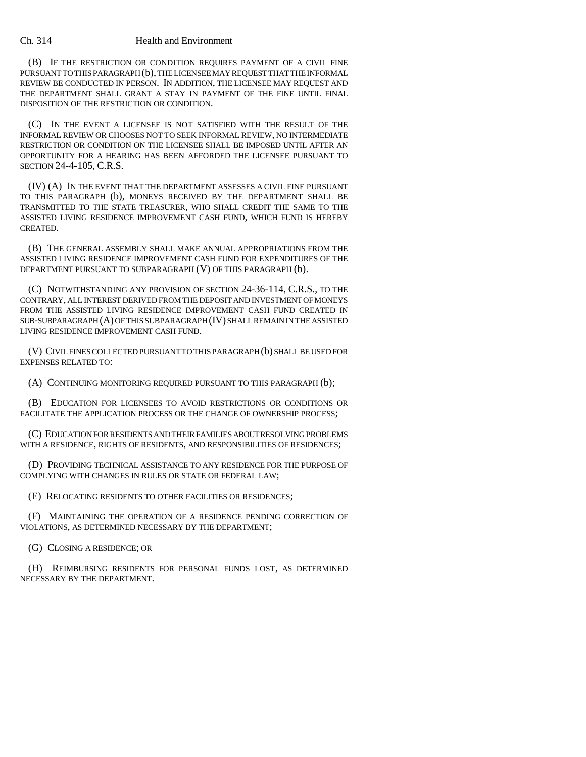(B) IF THE RESTRICTION OR CONDITION REQUIRES PAYMENT OF A CIVIL FINE PURSUANT TO THIS PARAGRAPH (b), THE LICENSEE MAY REQUEST THAT THE INFORMAL REVIEW BE CONDUCTED IN PERSON. IN ADDITION, THE LICENSEE MAY REQUEST AND THE DEPARTMENT SHALL GRANT A STAY IN PAYMENT OF THE FINE UNTIL FINAL DISPOSITION OF THE RESTRICTION OR CONDITION.

(C) IN THE EVENT A LICENSEE IS NOT SATISFIED WITH THE RESULT OF THE INFORMAL REVIEW OR CHOOSES NOT TO SEEK INFORMAL REVIEW, NO INTERMEDIATE RESTRICTION OR CONDITION ON THE LICENSEE SHALL BE IMPOSED UNTIL AFTER AN OPPORTUNITY FOR A HEARING HAS BEEN AFFORDED THE LICENSEE PURSUANT TO SECTION 24-4-105, C.R.S.

(IV) (A) IN THE EVENT THAT THE DEPARTMENT ASSESSES A CIVIL FINE PURSUANT TO THIS PARAGRAPH (b), MONEYS RECEIVED BY THE DEPARTMENT SHALL BE TRANSMITTED TO THE STATE TREASURER, WHO SHALL CREDIT THE SAME TO THE ASSISTED LIVING RESIDENCE IMPROVEMENT CASH FUND, WHICH FUND IS HEREBY CREATED.

(B) THE GENERAL ASSEMBLY SHALL MAKE ANNUAL APPROPRIATIONS FROM THE ASSISTED LIVING RESIDENCE IMPROVEMENT CASH FUND FOR EXPENDITURES OF THE DEPARTMENT PURSUANT TO SUBPARAGRAPH (V) OF THIS PARAGRAPH (b).

(C) NOTWITHSTANDING ANY PROVISION OF SECTION 24-36-114, C.R.S., TO THE CONTRARY, ALL INTEREST DERIVED FROM THE DEPOSIT AND INVESTMENT OF MONEYS FROM THE ASSISTED LIVING RESIDENCE IMPROVEMENT CASH FUND CREATED IN SUB-SUBPARAGRAPH (A) OF THIS SUBPARAGRAPH (IV) SHALL REMAIN IN THE ASSISTED LIVING RESIDENCE IMPROVEMENT CASH FUND.

(V) CIVIL FINES COLLECTED PURSUANT TO THIS PARAGRAPH (b) SHALL BE USED FOR EXPENSES RELATED TO:

(A) CONTINUING MONITORING REQUIRED PURSUANT TO THIS PARAGRAPH (b);

(B) EDUCATION FOR LICENSEES TO AVOID RESTRICTIONS OR CONDITIONS OR FACILITATE THE APPLICATION PROCESS OR THE CHANGE OF OWNERSHIP PROCESS;

(C) EDUCATION FOR RESIDENTS AND THEIR FAMILIES ABOUT RESOLVING PROBLEMS WITH A RESIDENCE, RIGHTS OF RESIDENTS, AND RESPONSIBILITIES OF RESIDENCES;

(D) PROVIDING TECHNICAL ASSISTANCE TO ANY RESIDENCE FOR THE PURPOSE OF COMPLYING WITH CHANGES IN RULES OR STATE OR FEDERAL LAW;

(E) RELOCATING RESIDENTS TO OTHER FACILITIES OR RESIDENCES;

(F) MAINTAINING THE OPERATION OF A RESIDENCE PENDING CORRECTION OF VIOLATIONS, AS DETERMINED NECESSARY BY THE DEPARTMENT;

(G) CLOSING A RESIDENCE; OR

(H) REIMBURSING RESIDENTS FOR PERSONAL FUNDS LOST, AS DETERMINED NECESSARY BY THE DEPARTMENT.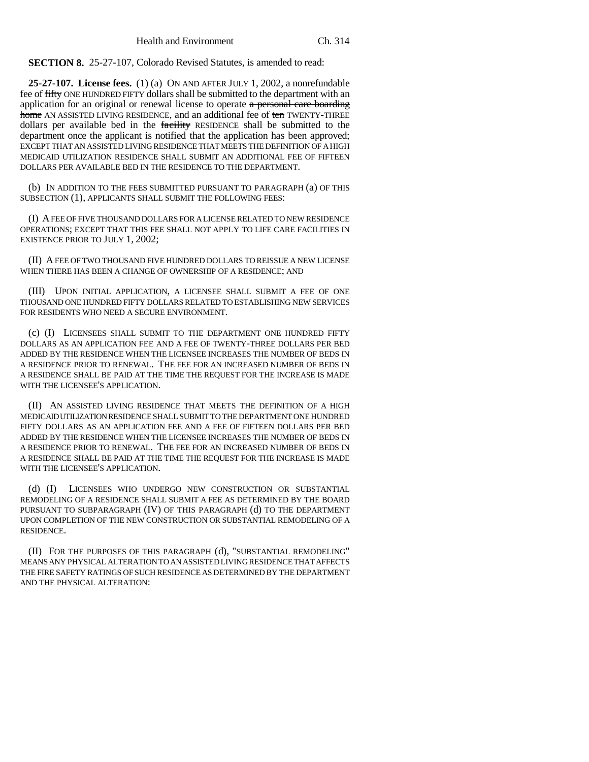**SECTION 8.** 25-27-107, Colorado Revised Statutes, is amended to read:

**25-27-107. License fees.** (1) (a) ON AND AFTER JULY 1, 2002, a nonrefundable fee of ~~fifty~~ ONE HUNDRED FIFTY dollars shall be submitted to the department with an application for an original or renewal license to operate ~~a personal care boarding home~~ AN ASSISTED LIVING RESIDENCE, and an additional fee of ~~ten~~ TWENTY-THREE dollars per available bed in the ~~facility~~ RESIDENCE shall be submitted to the department once the applicant is notified that the application has been approved; EXCEPT THAT AN ASSISTED LIVING RESIDENCE THAT MEETS THE DEFINITION OF A HIGH MEDICAID UTILIZATION RESIDENCE SHALL SUBMIT AN ADDITIONAL FEE OF FIFTEEN DOLLARS PER AVAILABLE BED IN THE RESIDENCE TO THE DEPARTMENT.

(b) IN ADDITION TO THE FEES SUBMITTED PURSUANT TO PARAGRAPH (a) OF THIS SUBSECTION (1), APPLICANTS SHALL SUBMIT THE FOLLOWING FEES:

(I) A FEE OF FIVE THOUSAND DOLLARS FOR A LICENSE RELATED TO NEW RESIDENCE OPERATIONS; EXCEPT THAT THIS FEE SHALL NOT APPLY TO LIFE CARE FACILITIES IN EXISTENCE PRIOR TO JULY 1, 2002;

(II) A FEE OF TWO THOUSAND FIVE HUNDRED DOLLARS TO REISSUE A NEW LICENSE WHEN THERE HAS BEEN A CHANGE OF OWNERSHIP OF A RESIDENCE; AND

(III) UPON INITIAL APPLICATION, A LICENSEE SHALL SUBMIT A FEE OF ONE THOUSAND ONE HUNDRED FIFTY DOLLARS RELATED TO ESTABLISHING NEW SERVICES FOR RESIDENTS WHO NEED A SECURE ENVIRONMENT.

(c) (I) LICENSEES SHALL SUBMIT TO THE DEPARTMENT ONE HUNDRED FIFTY DOLLARS AS AN APPLICATION FEE AND A FEE OF TWENTY-THREE DOLLARS PER BED ADDED BY THE RESIDENCE WHEN THE LICENSEE INCREASES THE NUMBER OF BEDS IN A RESIDENCE PRIOR TO RENEWAL. THE FEE FOR AN INCREASED NUMBER OF BEDS IN A RESIDENCE SHALL BE PAID AT THE TIME THE REQUEST FOR THE INCREASE IS MADE WITH THE LICENSEE'S APPLICATION.

(II) AN ASSISTED LIVING RESIDENCE THAT MEETS THE DEFINITION OF A HIGH MEDICAID UTILIZATION RESIDENCE SHALL SUBMIT TO THE DEPARTMENT ONE HUNDRED FIFTY DOLLARS AS AN APPLICATION FEE AND A FEE OF FIFTEEN DOLLARS PER BED ADDED BY THE RESIDENCE WHEN THE LICENSEE INCREASES THE NUMBER OF BEDS IN A RESIDENCE PRIOR TO RENEWAL. THE FEE FOR AN INCREASED NUMBER OF BEDS IN A RESIDENCE SHALL BE PAID AT THE TIME THE REQUEST FOR THE INCREASE IS MADE WITH THE LICENSEE'S APPLICATION.

(d) (I) LICENSEES WHO UNDERGO NEW CONSTRUCTION OR SUBSTANTIAL REMODELING OF A RESIDENCE SHALL SUBMIT A FEE AS DETERMINED BY THE BOARD PURSUANT TO SUBPARAGRAPH (IV) OF THIS PARAGRAPH (d) TO THE DEPARTMENT UPON COMPLETION OF THE NEW CONSTRUCTION OR SUBSTANTIAL REMODELING OF A RESIDENCE.

(II) FOR THE PURPOSES OF THIS PARAGRAPH (d), "SUBSTANTIAL REMODELING" MEANS ANY PHYSICAL ALTERATION TO AN ASSISTED LIVING RESIDENCE THAT AFFECTS THE FIRE SAFETY RATINGS OF SUCH RESIDENCE AS DETERMINED BY THE DEPARTMENT AND THE PHYSICAL ALTERATION: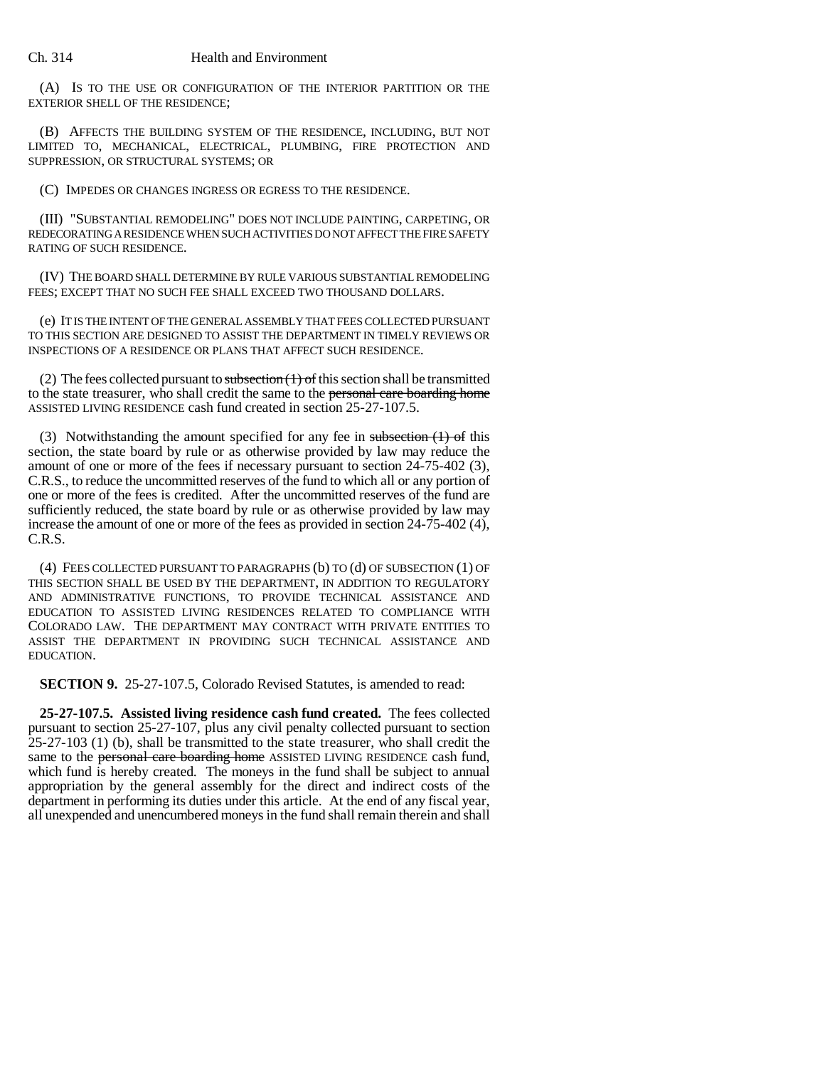(A) IS TO THE USE OR CONFIGURATION OF THE INTERIOR PARTITION OR THE EXTERIOR SHELL OF THE RESIDENCE;

(B) AFFECTS THE BUILDING SYSTEM OF THE RESIDENCE, INCLUDING, BUT NOT LIMITED TO, MECHANICAL, ELECTRICAL, PLUMBING, FIRE PROTECTION AND SUPPRESSION, OR STRUCTURAL SYSTEMS; OR

(C) IMPEDES OR CHANGES INGRESS OR EGRESS TO THE RESIDENCE.

(III) "SUBSTANTIAL REMODELING" DOES NOT INCLUDE PAINTING, CARPETING, OR REDECORATING A RESIDENCE WHEN SUCH ACTIVITIES DO NOT AFFECT THE FIRE SAFETY RATING OF SUCH RESIDENCE.

(IV) THE BOARD SHALL DETERMINE BY RULE VARIOUS SUBSTANTIAL REMODELING FEES; EXCEPT THAT NO SUCH FEE SHALL EXCEED TWO THOUSAND DOLLARS.

(e) IT IS THE INTENT OF THE GENERAL ASSEMBLY THAT FEES COLLECTED PURSUANT TO THIS SECTION ARE DESIGNED TO ASSIST THE DEPARTMENT IN TIMELY REVIEWS OR INSPECTIONS OF A RESIDENCE OR PLANS THAT AFFECT SUCH RESIDENCE.

(2) The fees collected pursuant to ~~subsection (1) of~~ this section shall be transmitted to the state treasurer, who shall credit the same to the ~~personal care boarding home~~ ASSISTED LIVING RESIDENCE cash fund created in section 25-27-107.5.

(3) Notwithstanding the amount specified for any fee in ~~subsection (1) of~~ this section, the state board by rule or as otherwise provided by law may reduce the amount of one or more of the fees if necessary pursuant to section 24-75-402 (3), C.R.S., to reduce the uncommitted reserves of the fund to which all or any portion of one or more of the fees is credited. After the uncommitted reserves of the fund are sufficiently reduced, the state board by rule or as otherwise provided by law may increase the amount of one or more of the fees as provided in section 24-75-402 (4), C.R.S.

(4) FEES COLLECTED PURSUANT TO PARAGRAPHS (b) TO (d) OF SUBSECTION (1) OF THIS SECTION SHALL BE USED BY THE DEPARTMENT, IN ADDITION TO REGULATORY AND ADMINISTRATIVE FUNCTIONS, TO PROVIDE TECHNICAL ASSISTANCE AND EDUCATION TO ASSISTED LIVING RESIDENCES RELATED TO COMPLIANCE WITH COLORADO LAW. THE DEPARTMENT MAY CONTRACT WITH PRIVATE ENTITIES TO ASSIST THE DEPARTMENT IN PROVIDING SUCH TECHNICAL ASSISTANCE AND EDUCATION.

**SECTION 9.** 25-27-107.5, Colorado Revised Statutes, is amended to read:

**25-27-107.5. Assisted living residence cash fund created.** The fees collected pursuant to section 25-27-107, plus any civil penalty collected pursuant to section 25-27-103 (1) (b), shall be transmitted to the state treasurer, who shall credit the same to the ~~personal care boarding home~~ ASSISTED LIVING RESIDENCE cash fund, which fund is hereby created. The moneys in the fund shall be subject to annual appropriation by the general assembly for the direct and indirect costs of the department in performing its duties under this article. At the end of any fiscal year, all unexpended and unencumbered moneys in the fund shall remain therein and shall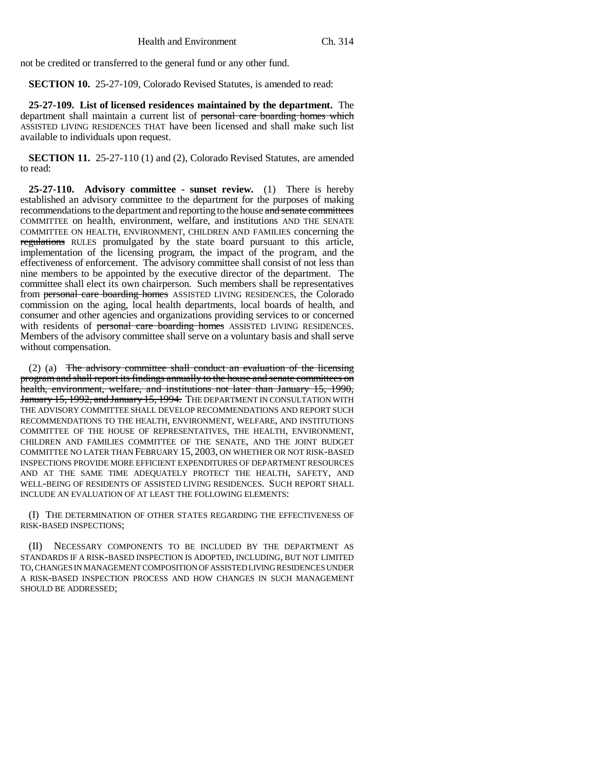not be credited or transferred to the general fund or any other fund.

**SECTION 10.** 25-27-109, Colorado Revised Statutes, is amended to read:

**25-27-109. List of licensed residences maintained by the department.** The department shall maintain a current list of ~~personal care boarding homes which~~ ASSISTED LIVING RESIDENCES THAT have been licensed and shall make such list available to individuals upon request.

**SECTION 11.** 25-27-110 (1) and (2), Colorado Revised Statutes, are amended to read:

**25-27-110. Advisory committee - sunset review.** (1) There is hereby established an advisory committee to the department for the purposes of making recommendations to the department and reporting to the house ~~and senate committees~~ COMMITTEE on health, environment, welfare, and institutions AND THE SENATE COMMITTEE ON HEALTH, ENVIRONMENT, CHILDREN AND FAMILIES concerning the ~~regulations~~ RULES promulgated by the state board pursuant to this article, implementation of the licensing program, the impact of the program, and the effectiveness of enforcement. The advisory committee shall consist of not less than nine members to be appointed by the executive director of the department. The committee shall elect its own chairperson. Such members shall be representatives from ~~personal care boarding homes~~ ASSISTED LIVING RESIDENCES, the Colorado commission on the aging, local health departments, local boards of health, and consumer and other agencies and organizations providing services to or concerned with residents of ~~personal care boarding homes~~ ASSISTED LIVING RESIDENCES. Members of the advisory committee shall serve on a voluntary basis and shall serve without compensation.

(2) (a) ~~The advisory committee shall conduct an evaluation of the licensing program and shall report its findings annually to the house and senate committees on health, environment, welfare, and institutions not later than January 15, 1990, January 15, 1992, and January 15, 1994.~~ THE DEPARTMENT IN CONSULTATION WITH THE ADVISORY COMMITTEE SHALL DEVELOP RECOMMENDATIONS AND REPORT SUCH RECOMMENDATIONS TO THE HEALTH, ENVIRONMENT, WELFARE, AND INSTITUTIONS COMMITTEE OF THE HOUSE OF REPRESENTATIVES, THE HEALTH, ENVIRONMENT, CHILDREN AND FAMILIES COMMITTEE OF THE SENATE, AND THE JOINT BUDGET COMMITTEE NO LATER THAN FEBRUARY 15, 2003, ON WHETHER OR NOT RISK-BASED INSPECTIONS PROVIDE MORE EFFICIENT EXPENDITURES OF DEPARTMENT RESOURCES AND AT THE SAME TIME ADEQUATELY PROTECT THE HEALTH, SAFETY, AND WELL-BEING OF RESIDENTS OF ASSISTED LIVING RESIDENCES. SUCH REPORT SHALL INCLUDE AN EVALUATION OF AT LEAST THE FOLLOWING ELEMENTS:

(I) THE DETERMINATION OF OTHER STATES REGARDING THE EFFECTIVENESS OF RISK-BASED INSPECTIONS;

(II) NECESSARY COMPONENTS TO BE INCLUDED BY THE DEPARTMENT AS STANDARDS IF A RISK-BASED INSPECTION IS ADOPTED, INCLUDING, BUT NOT LIMITED TO, CHANGES IN MANAGEMENT COMPOSITION OF ASSISTED LIVING RESIDENCES UNDER A RISK-BASED INSPECTION PROCESS AND HOW CHANGES IN SUCH MANAGEMENT SHOULD BE ADDRESSED;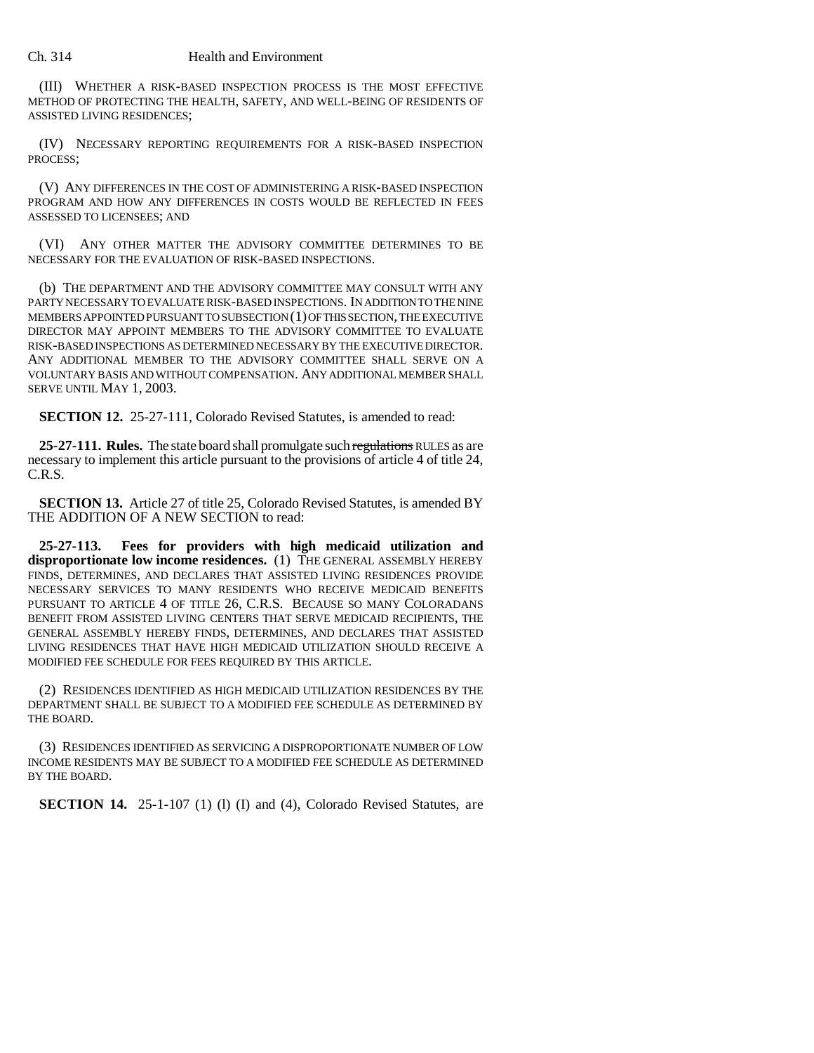(III) WHETHER A RISK-BASED INSPECTION PROCESS IS THE MOST EFFECTIVE METHOD OF PROTECTING THE HEALTH, SAFETY, AND WELL-BEING OF RESIDENTS OF ASSISTED LIVING RESIDENCES;

(IV) NECESSARY REPORTING REQUIREMENTS FOR A RISK-BASED INSPECTION PROCESS;

(V) ANY DIFFERENCES IN THE COST OF ADMINISTERING A RISK-BASED INSPECTION PROGRAM AND HOW ANY DIFFERENCES IN COSTS WOULD BE REFLECTED IN FEES ASSESSED TO LICENSEES; AND

(VI) ANY OTHER MATTER THE ADVISORY COMMITTEE DETERMINES TO BE NECESSARY FOR THE EVALUATION OF RISK-BASED INSPECTIONS.

(b) THE DEPARTMENT AND THE ADVISORY COMMITTEE MAY CONSULT WITH ANY PARTY NECESSARY TO EVALUATE RISK-BASED INSPECTIONS. IN ADDITION TO THE NINE MEMBERS APPOINTED PURSUANT TO SUBSECTION (1) OF THIS SECTION, THE EXECUTIVE DIRECTOR MAY APPOINT MEMBERS TO THE ADVISORY COMMITTEE TO EVALUATE RISK-BASED INSPECTIONS AS DETERMINED NECESSARY BY THE EXECUTIVE DIRECTOR. ANY ADDITIONAL MEMBER TO THE ADVISORY COMMITTEE SHALL SERVE ON A VOLUNTARY BASIS AND WITHOUT COMPENSATION. ANY ADDITIONAL MEMBER SHALL SERVE UNTIL MAY 1, 2003.

**SECTION 12.** 25-27-111, Colorado Revised Statutes, is amended to read:

**25-27-111. Rules.** The state board shall promulgate such ~~regulations~~ RULES as are necessary to implement this article pursuant to the provisions of article 4 of title 24, C.R.S.

**SECTION 13.** Article 27 of title 25, Colorado Revised Statutes, is amended BY THE ADDITION OF A NEW SECTION to read:

**25-27-113. Fees for providers with high medicaid utilization and disproportionate low income residences.** (1) THE GENERAL ASSEMBLY HEREBY FINDS, DETERMINES, AND DECLARES THAT ASSISTED LIVING RESIDENCES PROVIDE NECESSARY SERVICES TO MANY RESIDENTS WHO RECEIVE MEDICAID BENEFITS PURSUANT TO ARTICLE 4 OF TITLE 26, C.R.S. BECAUSE SO MANY COLORADANS BENEFIT FROM ASSISTED LIVING CENTERS THAT SERVE MEDICAID RECIPIENTS, THE GENERAL ASSEMBLY HEREBY FINDS, DETERMINES, AND DECLARES THAT ASSISTED LIVING RESIDENCES THAT HAVE HIGH MEDICAID UTILIZATION SHOULD RECEIVE A MODIFIED FEE SCHEDULE FOR FEES REQUIRED BY THIS ARTICLE.

(2) RESIDENCES IDENTIFIED AS HIGH MEDICAID UTILIZATION RESIDENCES BY THE DEPARTMENT SHALL BE SUBJECT TO A MODIFIED FEE SCHEDULE AS DETERMINED BY THE BOARD.

(3) RESIDENCES IDENTIFIED AS SERVICING A DISPROPORTIONATE NUMBER OF LOW INCOME RESIDENTS MAY BE SUBJECT TO A MODIFIED FEE SCHEDULE AS DETERMINED BY THE BOARD.

**SECTION 14.** 25-1-107 (1) (l) (I) and (4), Colorado Revised Statutes, are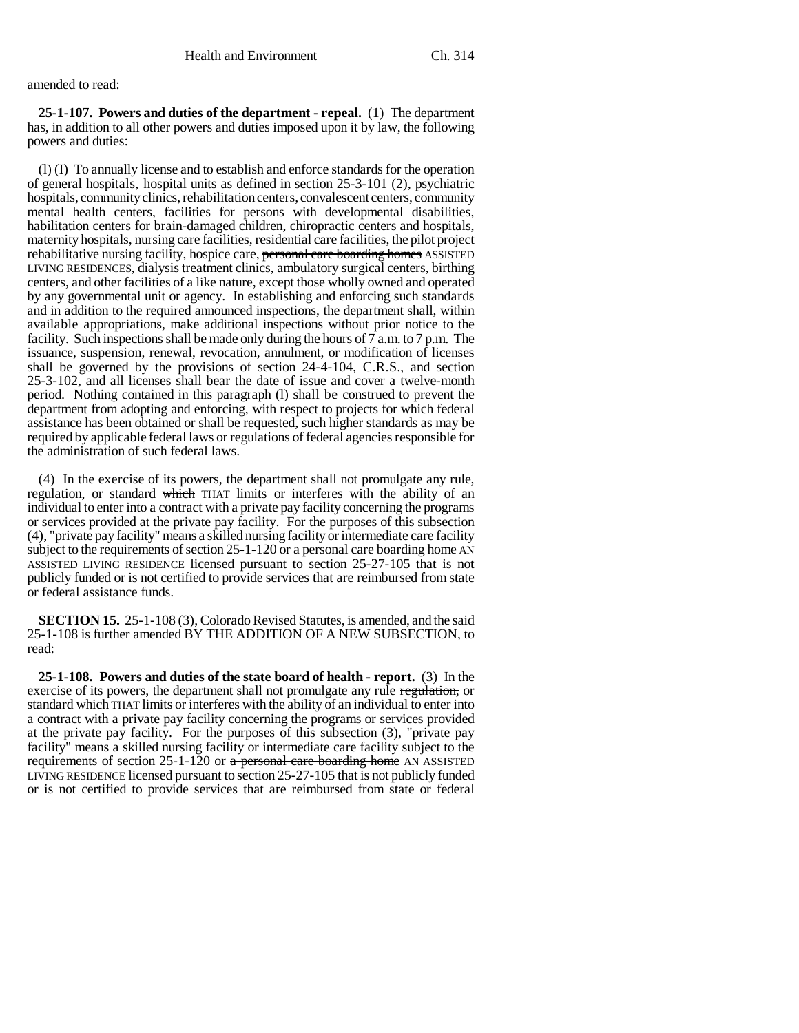amended to read:

**25-1-107. Powers and duties of the department - repeal.** (1) The department has, in addition to all other powers and duties imposed upon it by law, the following powers and duties:

(l) (I) To annually license and to establish and enforce standards for the operation of general hospitals, hospital units as defined in section 25-3-101 (2), psychiatric hospitals, community clinics, rehabilitation centers, convalescent centers, community mental health centers, facilities for persons with developmental disabilities, habilitation centers for brain-damaged children, chiropractic centers and hospitals, maternity hospitals, nursing care facilities, ~~residential care facilities,~~ the pilot project rehabilitative nursing facility, hospice care, ~~personal care boarding homes~~ ASSISTED LIVING RESIDENCES, dialysis treatment clinics, ambulatory surgical centers, birthing centers, and other facilities of a like nature, except those wholly owned and operated by any governmental unit or agency. In establishing and enforcing such standards and in addition to the required announced inspections, the department shall, within available appropriations, make additional inspections without prior notice to the facility. Such inspections shall be made only during the hours of 7 a.m. to 7 p.m. The issuance, suspension, renewal, revocation, annulment, or modification of licenses shall be governed by the provisions of section 24-4-104, C.R.S., and section 25-3-102, and all licenses shall bear the date of issue and cover a twelve-month period. Nothing contained in this paragraph (l) shall be construed to prevent the department from adopting and enforcing, with respect to projects for which federal assistance has been obtained or shall be requested, such higher standards as may be required by applicable federal laws or regulations of federal agencies responsible for the administration of such federal laws.

(4) In the exercise of its powers, the department shall not promulgate any rule, regulation, or standard ~~which~~ THAT limits or interferes with the ability of an individual to enter into a contract with a private pay facility concerning the programs or services provided at the private pay facility. For the purposes of this subsection (4), "private pay facility" means a skilled nursing facility or intermediate care facility subject to the requirements of section 25-1-120 or ~~a personal care boarding home~~ AN ASSISTED LIVING RESIDENCE licensed pursuant to section 25-27-105 that is not publicly funded or is not certified to provide services that are reimbursed from state or federal assistance funds.

**SECTION 15.** 25-1-108 (3), Colorado Revised Statutes, is amended, and the said 25-1-108 is further amended BY THE ADDITION OF A NEW SUBSECTION, to read:

**25-1-108. Powers and duties of the state board of health - report.** (3) In the exercise of its powers, the department shall not promulgate any rule ~~regulation,~~ or standard ~~which~~ THAT limits or interferes with the ability of an individual to enter into a contract with a private pay facility concerning the programs or services provided at the private pay facility. For the purposes of this subsection (3), "private pay facility" means a skilled nursing facility or intermediate care facility subject to the requirements of section 25-1-120 or ~~a personal care boarding home~~ AN ASSISTED LIVING RESIDENCE licensed pursuant to section 25-27-105 that is not publicly funded or is not certified to provide services that are reimbursed from state or federal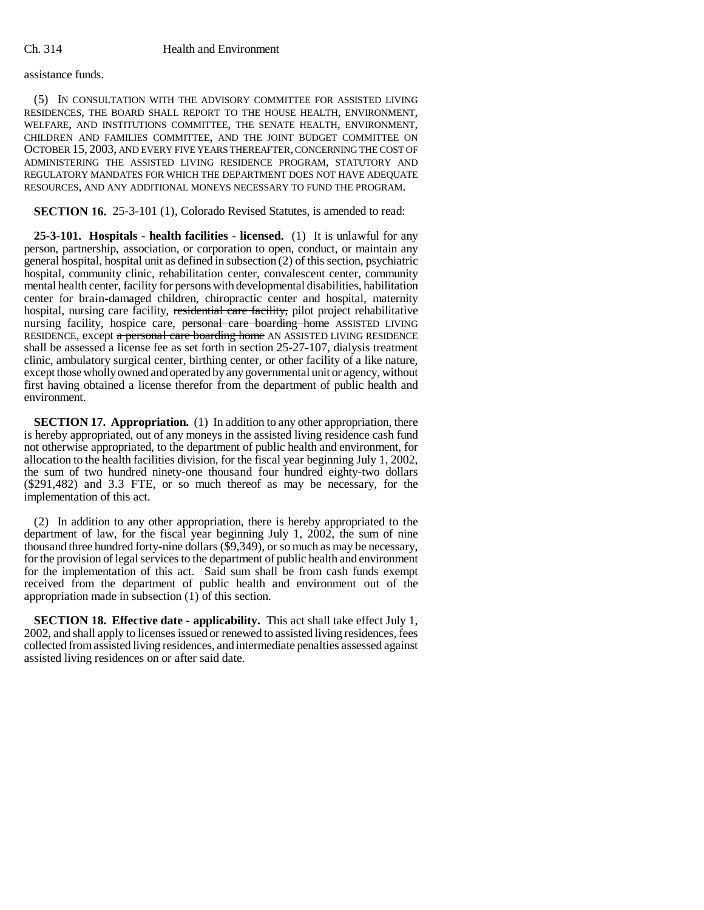assistance funds.

(5) IN CONSULTATION WITH THE ADVISORY COMMITTEE FOR ASSISTED LIVING RESIDENCES, THE BOARD SHALL REPORT TO THE HOUSE HEALTH, ENVIRONMENT, WELFARE, AND INSTITUTIONS COMMITTEE, THE SENATE HEALTH, ENVIRONMENT, CHILDREN AND FAMILIES COMMITTEE, AND THE JOINT BUDGET COMMITTEE ON OCTOBER 15, 2003, AND EVERY FIVE YEARS THEREAFTER, CONCERNING THE COST OF ADMINISTERING THE ASSISTED LIVING RESIDENCE PROGRAM, STATUTORY AND REGULATORY MANDATES FOR WHICH THE DEPARTMENT DOES NOT HAVE ADEQUATE RESOURCES, AND ANY ADDITIONAL MONEYS NECESSARY TO FUND THE PROGRAM.

**SECTION 16.** 25-3-101 (1), Colorado Revised Statutes, is amended to read:

**25-3-101. Hospitals - health facilities - licensed.** (1) It is unlawful for any person, partnership, association, or corporation to open, conduct, or maintain any general hospital, hospital unit as defined in subsection (2) of this section, psychiatric hospital, community clinic, rehabilitation center, convalescent center, community mental health center, facility for persons with developmental disabilities, habilitation center for brain-damaged children, chiropractic center and hospital, maternity hospital, nursing care facility, ~~residential care facility,~~ pilot project rehabilitative nursing facility, hospice care, ~~personal care boarding home~~ ASSISTED LIVING RESIDENCE, except ~~a personal care boarding home~~ AN ASSISTED LIVING RESIDENCE shall be assessed a license fee as set forth in section 25-27-107, dialysis treatment clinic, ambulatory surgical center, birthing center, or other facility of a like nature, except those wholly owned and operated by any governmental unit or agency, without first having obtained a license therefor from the department of public health and environment.

**SECTION 17. Appropriation.** (1) In addition to any other appropriation, there is hereby appropriated, out of any moneys in the assisted living residence cash fund not otherwise appropriated, to the department of public health and environment, for allocation to the health facilities division, for the fiscal year beginning July 1, 2002, the sum of two hundred ninety-one thousand four hundred eighty-two dollars ($291,482) and 3.3 FTE, or so much thereof as may be necessary, for the implementation of this act.

(2) In addition to any other appropriation, there is hereby appropriated to the department of law, for the fiscal year beginning July 1, 2002, the sum of nine thousand three hundred forty-nine dollars ($9,349), or so much as may be necessary, for the provision of legal services to the department of public health and environment for the implementation of this act. Said sum shall be from cash funds exempt received from the department of public health and environment out of the appropriation made in subsection (1) of this section.

**SECTION 18. Effective date - applicability.** This act shall take effect July 1, 2002, and shall apply to licenses issued or renewed to assisted living residences, fees collected from assisted living residences, and intermediate penalties assessed against assisted living residences on or after said date.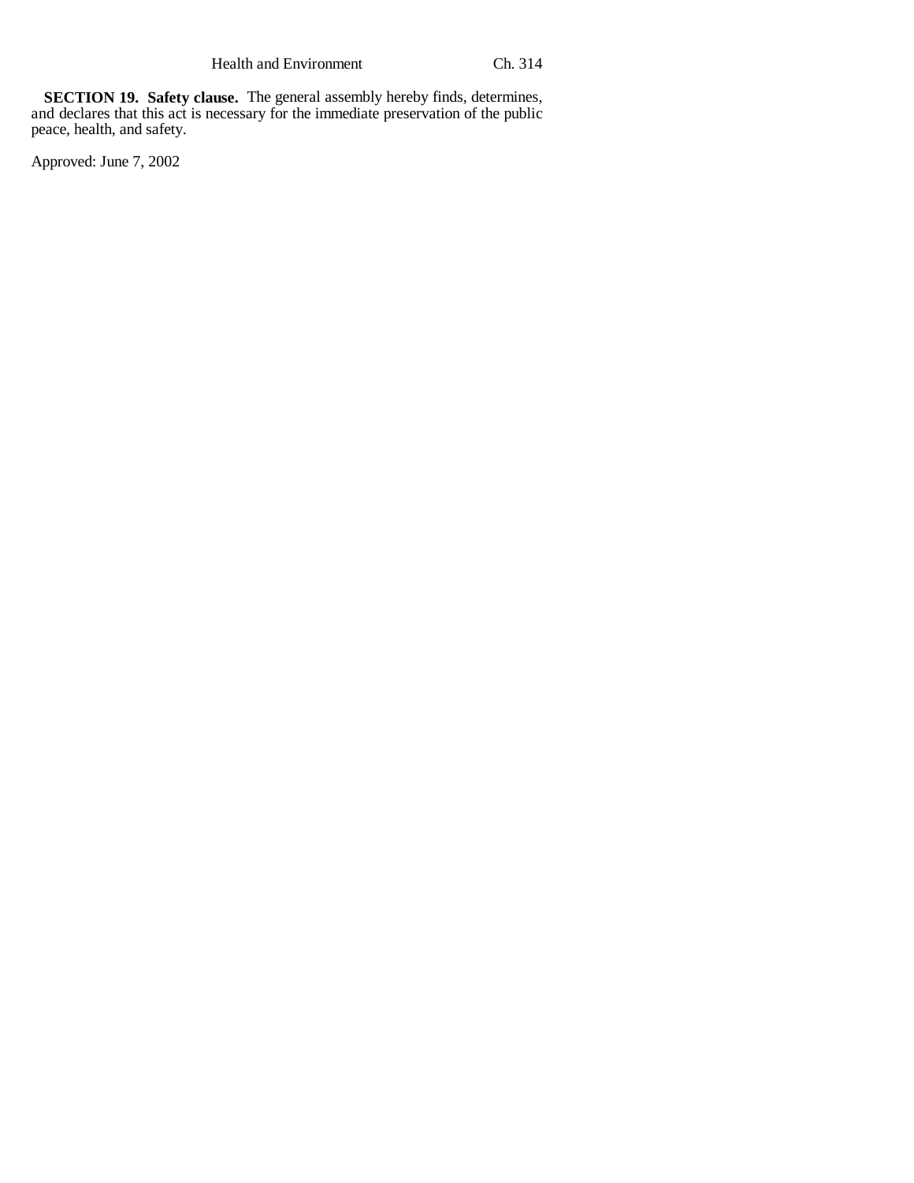**SECTION 19. Safety clause.** The general assembly hereby finds, determines, and declares that this act is necessary for the immediate preservation of the public peace, health, and safety.

Approved: June 7, 2002